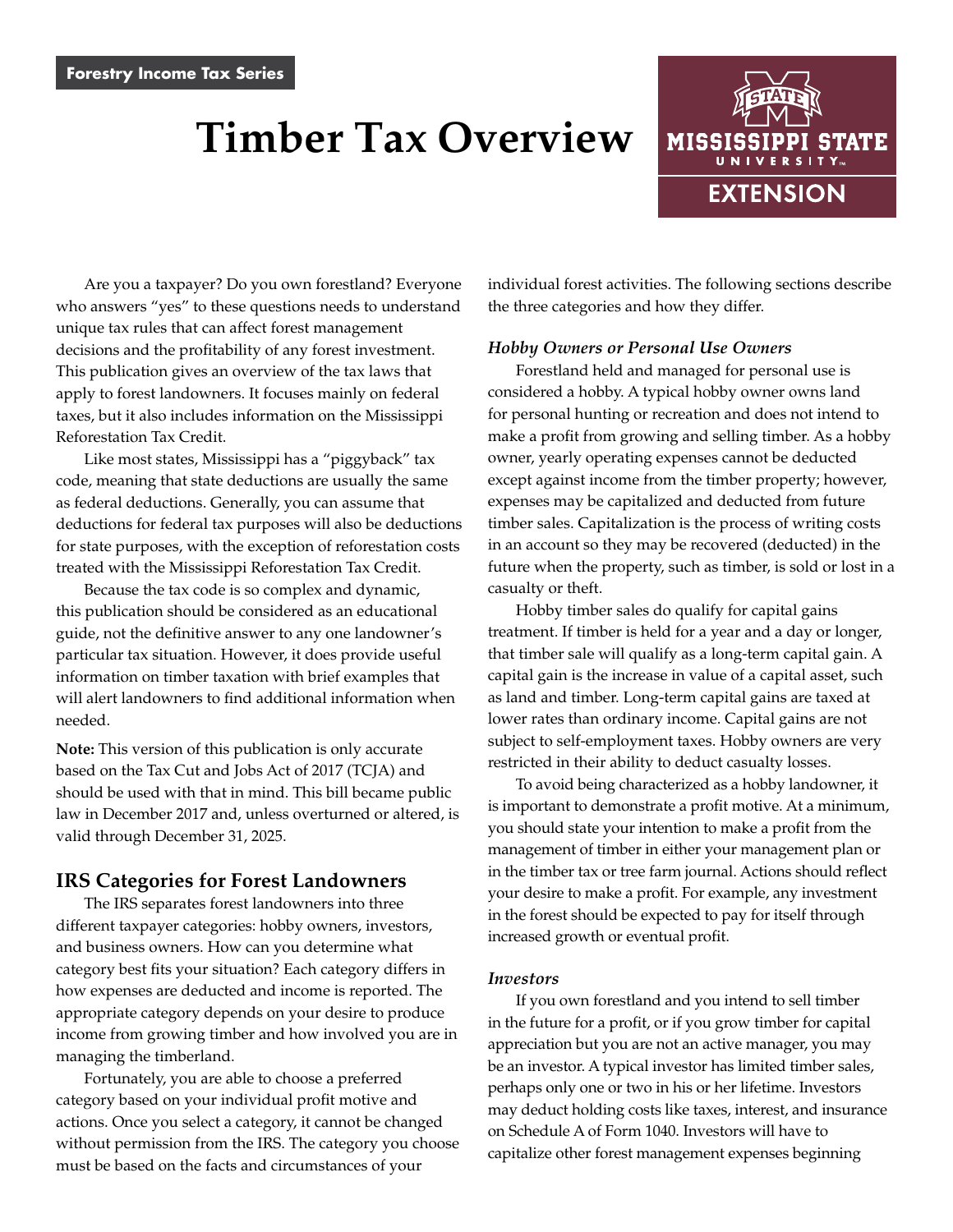Forestry Income Tax Series

# Timber Tax Overview

Are you a taxpayer? Do you own forestland? Everyone who answers "yes" to these questions needs to understand unique tax rules that can affect forest management decisions and the profitability of any forest investment. This publication gives an overview of the tax laws that apply to forest landowners. It focuses mainly on federal taxes, but it also includes information on the Mississippi Reforestation Tax Credit.

Like most states, Mississippi has a "piggyback" tax code, meaning that state deductions are usually the same as federal deductions. Generally, you can assume that deductions for federal tax purposes will also be deductions for state purposes, with the exception of reforestation costs treated with the Mississippi Reforestation Tax Credit.

Because the tax code is so complex and dynamic, this publication should be considered as an educational guide, not the definitive answer to any one landowner's particular tax situation. However, it does provide useful information on timber taxation with brief examples that will alert landowners to find additional information when needed.

**Note:** This version of this publication is only accurate based on the Tax Cut and Jobs Act of 2017 (TCJA) and should be used with that in mind. This bill became public law in December 2017 and, unless overturned or altered, is valid through December 31, 2025.

## IRS Categories for Forest Landowners

The IRS separates forest landowners into three different taxpayer categories: hobby owners, investors, and business owners. How can you determine what category best fits your situation? Each category differs in how expenses are deducted and income is reported. The appropriate category depends on your desire to produce income from growing timber and how involved you are in managing the timberland.

Fortunately, you are able to choose a preferred category based on your individual profit motive and actions. Once you select a category, it cannot be changed without permission from the IRS. The category you choose must be based on the facts and circumstances of your individual forest activities. The following sections describe the three categories and how they differ.

### *Hobby Owners or Personal Use Owners*

Forestland held and managed for personal use is considered a hobby. A typical hobby owner owns land for personal hunting or recreation and does not intend to make a profit from growing and selling timber. As a hobby owner, yearly operating expenses cannot be deducted except against income from the timber property; however, expenses may be capitalized and deducted from future timber sales. Capitalization is the process of writing costs in an account so they may be recovered (deducted) in the future when the property, such as timber, is sold or lost in a casualty or theft.

Hobby timber sales do qualify for capital gains treatment. If timber is held for a year and a day or longer, that timber sale will qualify as a long-term capital gain. A capital gain is the increase in value of a capital asset, such as land and timber. Long-term capital gains are taxed at lower rates than ordinary income. Capital gains are not subject to self-employment taxes. Hobby owners are very restricted in their ability to deduct casualty losses.

To avoid being characterized as a hobby landowner, it is important to demonstrate a profit motive. At a minimum, you should state your intention to make a profit from the management of timber in either your management plan or in the timber tax or tree farm journal. Actions should reflect your desire to make a profit. For example, any investment in the forest should be expected to pay for itself through increased growth or eventual profit.

### *Investors*

If you own forestland and you intend to sell timber in the future for a profit, or if you grow timber for capital appreciation but you are not an active manager, you may be an investor. A typical investor has limited timber sales, perhaps only one or two in his or her lifetime. Investors may deduct holding costs like taxes, interest, and insurance on Schedule A of Form 1040. Investors will have to capitalize other forest management expenses beginning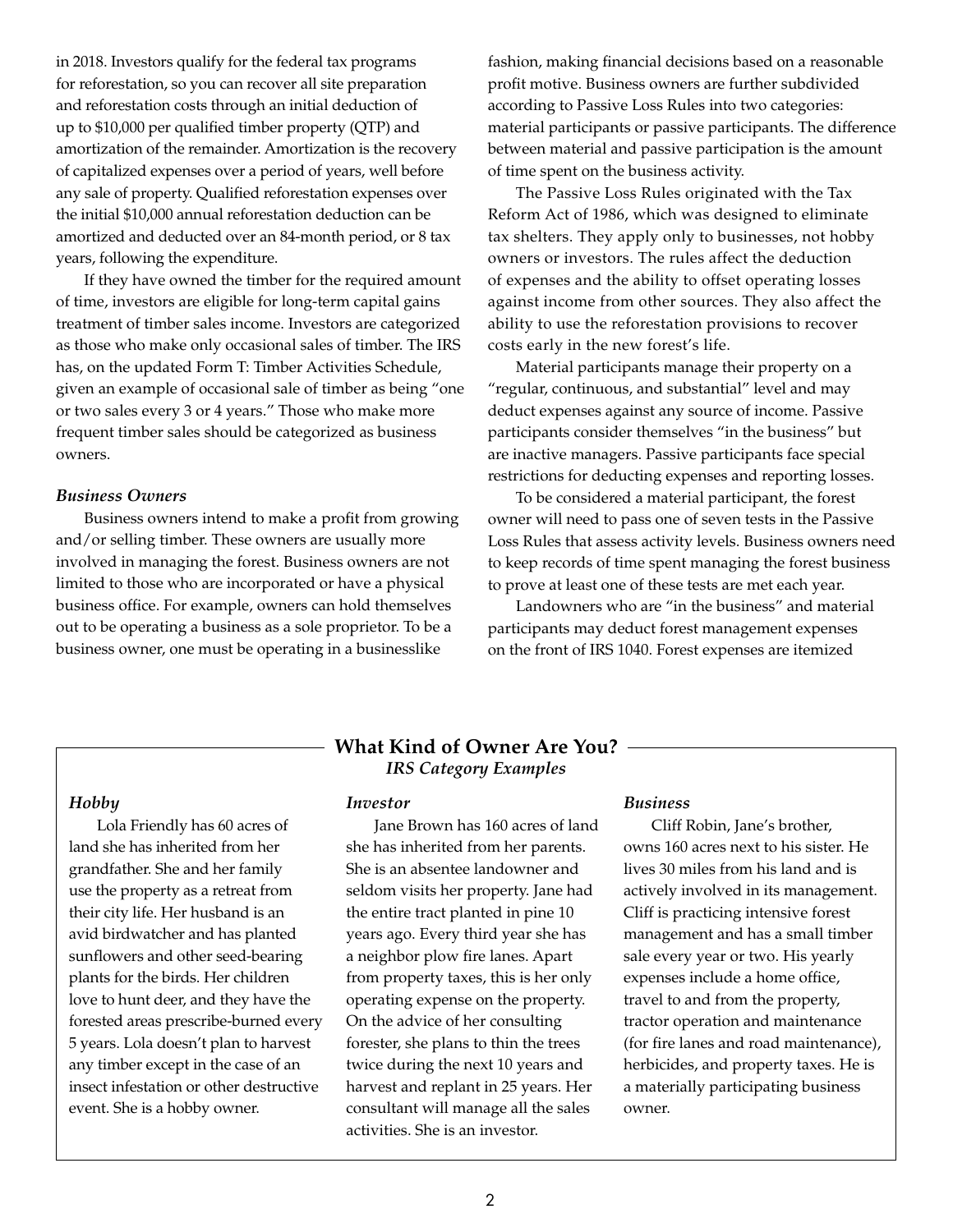in 2018. Investors qualify for the federal tax programs for reforestation, so you can recover all site preparation and reforestation costs through an initial deduction of up to $10,000 per qualified timber property (QTP) and amortization of the remainder. Amortization is the recovery of capitalized expenses over a period of years, well before any sale of property. Qualified reforestation expenses over the initial $10,000 annual reforestation deduction can be amortized and deducted over an 84-month period, or 8 tax years, following the expenditure.

If they have owned the timber for the required amount of time, investors are eligible for long-term capital gains treatment of timber sales income. Investors are categorized as those who make only occasional sales of timber. The IRS has, on the updated Form T: Timber Activities Schedule, given an example of occasional sale of timber as being "one or two sales every 3 or 4 years." Those who make more frequent timber sales should be categorized as business owners.

### *Business Owners*

Business owners intend to make a profit from growing and/or selling timber. These owners are usually more involved in managing the forest. Business owners are not limited to those who are incorporated or have a physical business office. For example, owners can hold themselves out to be operating a business as a sole proprietor. To be a business owner, one must be operating in a businesslike fashion, making financial decisions based on a reasonable profit motive. Business owners are further subdivided according to Passive Loss Rules into two categories: material participants or passive participants. The difference between material and passive participation is the amount of time spent on the business activity.

The Passive Loss Rules originated with the Tax Reform Act of 1986, which was designed to eliminate tax shelters. They apply only to businesses, not hobby owners or investors. The rules affect the deduction of expenses and the ability to offset operating losses against income from other sources. They also affect the ability to use the reforestation provisions to recover costs early in the new forest's life.

Material participants manage their property on a "regular, continuous, and substantial" level and may deduct expenses against any source of income. Passive participants consider themselves "in the business" but are inactive managers. Passive participants face special restrictions for deducting expenses and reporting losses.

To be considered a material participant, the forest owner will need to pass one of seven tests in the Passive Loss Rules that assess activity levels. Business owners need to keep records of time spent managing the forest business to prove at least one of these tests are met each year.

Landowners who are "in the business" and material participants may deduct forest management expenses on the front of IRS 1040. Forest expenses are itemized

## What Kind of Owner Are You?

### *IRS Category Examples*

#### *Hobby*

Lola Friendly has 60 acres of land she has inherited from her grandfather. She and her family use the property as a retreat from their city life. Her husband is an avid birdwatcher and has planted sunflowers and other seed-bearing plants for the birds. Her children love to hunt deer, and they have the forested areas prescribe-burned every 5 years. Lola doesn't plan to harvest any timber except in the case of an insect infestation or other destructive event. She is a hobby owner.

#### *Investor*

Jane Brown has 160 acres of land she has inherited from her parents. She is an absentee landowner and seldom visits her property. Jane had the entire tract planted in pine 10 years ago. Every third year she has a neighbor plow fire lanes. Apart from property taxes, this is her only operating expense on the property. On the advice of her consulting forester, she plans to thin the trees twice during the next 10 years and harvest and replant in 25 years. Her consultant will manage all the sales activities. She is an investor.

#### *Business*

Cliff Robin, Jane's brother, owns 160 acres next to his sister. He lives 30 miles from his land and is actively involved in its management. Cliff is practicing intensive forest management and has a small timber sale every year or two. His yearly expenses include a home office, travel to and from the property, tractor operation and maintenance (for fire lanes and road maintenance), herbicides, and property taxes. He is a materially participating business owner.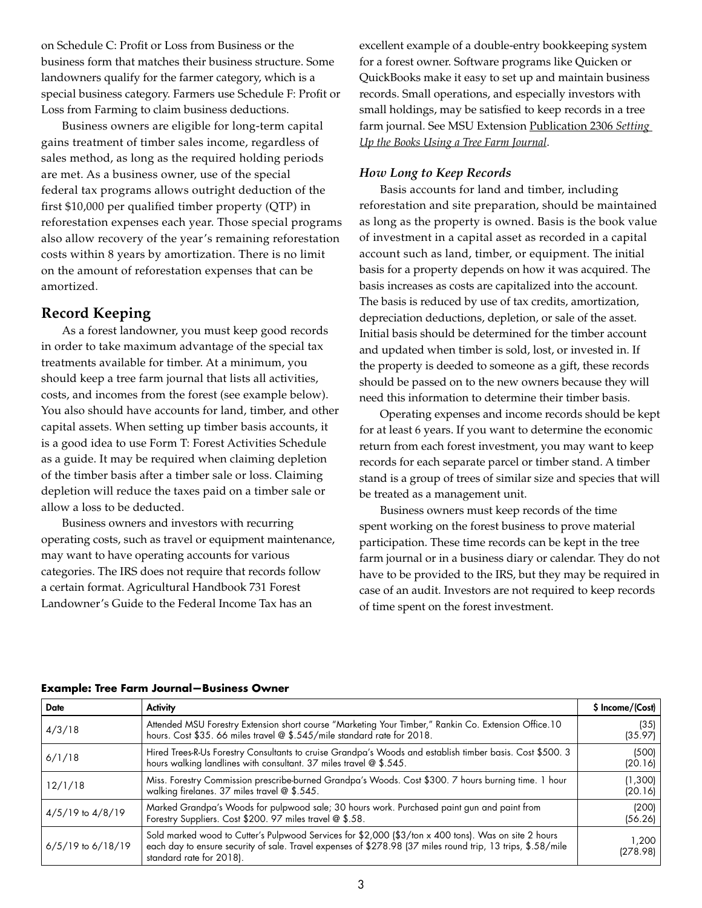on Schedule C: Profit or Loss from Business or the business form that matches their business structure. Some landowners qualify for the farmer category, which is a special business category. Farmers use Schedule F: Profit or Loss from Farming to claim business deductions.

Business owners are eligible for long-term capital gains treatment of timber sales income, regardless of sales method, as long as the required holding periods are met. As a business owner, use of the special federal tax programs allows outright deduction of the first $10,000 per qualified timber property (QTP) in reforestation expenses each year. Those special programs also allow recovery of the year's remaining reforestation costs within 8 years by amortization. There is no limit on the amount of reforestation expenses that can be amortized.

## Record Keeping

As a forest landowner, you must keep good records in order to take maximum advantage of the special tax treatments available for timber. At a minimum, you should keep a tree farm journal that lists all activities, costs, and incomes from the forest (see example below). You also should have accounts for land, timber, and other capital assets. When setting up timber basis accounts, it is a good idea to use Form T: Forest Activities Schedule as a guide. It may be required when claiming depletion of the timber basis after a timber sale or loss. Claiming depletion will reduce the taxes paid on a timber sale or allow a loss to be deducted.

Business owners and investors with recurring operating costs, such as travel or equipment maintenance, may want to have operating accounts for various categories. The IRS does not require that records follow a certain format. Agricultural Handbook 731 Forest Landowner's Guide to the Federal Income Tax has an excellent example of a double-entry bookkeeping system for a forest owner. Software programs like Quicken or QuickBooks make it easy to set up and maintain business records. Small operations, and especially investors with small holdings, may be satisfied to keep records in a tree farm journal. See MSU Extension Publication 2306 *Setting Up the Books Using a Tree Farm Journal*.

### *How Long to Keep Records*

Basis accounts for land and timber, including reforestation and site preparation, should be maintained as long as the property is owned. Basis is the book value of investment in a capital asset as recorded in a capital account such as land, timber, or equipment. The initial basis for a property depends on how it was acquired. The basis increases as costs are capitalized into the account. The basis is reduced by use of tax credits, amortization, depreciation deductions, depletion, or sale of the asset. Initial basis should be determined for the timber account and updated when timber is sold, lost, or invested in. If the property is deeded to someone as a gift, these records should be passed on to the new owners because they will need this information to determine their timber basis.

Operating expenses and income records should be kept for at least 6 years. If you want to determine the economic return from each forest investment, you may want to keep records for each separate parcel or timber stand. A timber stand is a group of trees of similar size and species that will be treated as a management unit.

Business owners must keep records of the time spent working on the forest business to prove material participation. These time records can be kept in the tree farm journal or in a business diary or calendar. They do not have to be provided to the IRS, but they may be required in case of an audit. Investors are not required to keep records of time spent on the forest investment.

**Example: Tree Farm Journal—Business Owner**

| Date | Activity | $ Income/(Cost) |
|---|---|---|
| 4/3/18 | Attended MSU Forestry Extension short course "Marketing Your Timber," Rankin Co. Extension Office.10 hours. Cost $35. 66 miles travel @ $.545/mile standard rate for 2018. | (35)<br>(35.97) |
| 6/1/18 | Hired Trees-R-Us Forestry Consultants to cruise Grandpa's Woods and establish timber basis. Cost $500. 3 hours walking landlines with consultant. 37 miles travel @ $.545. | (500)<br>(20.16) |
| 12/1/18 | Miss. Forestry Commission prescribe-burned Grandpa's Woods. Cost $300. 7 hours burning time. 1 hour walking firelanes. 37 miles travel @ $.545. | (1,300)<br>(20.16) |
| 4/5/19 to 4/8/19 | Marked Grandpa's Woods for pulpwood sale; 30 hours work. Purchased paint gun and paint from Forestry Suppliers. Cost $200. 97 miles travel @ $.58. | (200)<br>(56.26) |
| 6/5/19 to 6/18/19 | Sold marked wood to Cutter's Pulpwood Services for $2,000 ($3/ton x 400 tons). Was on site 2 hours each day to ensure security of sale. Travel expenses of $278.98 (37 miles round trip, 13 trips, $.58/mile standard rate for 2018). | 1,200<br>(278.98) |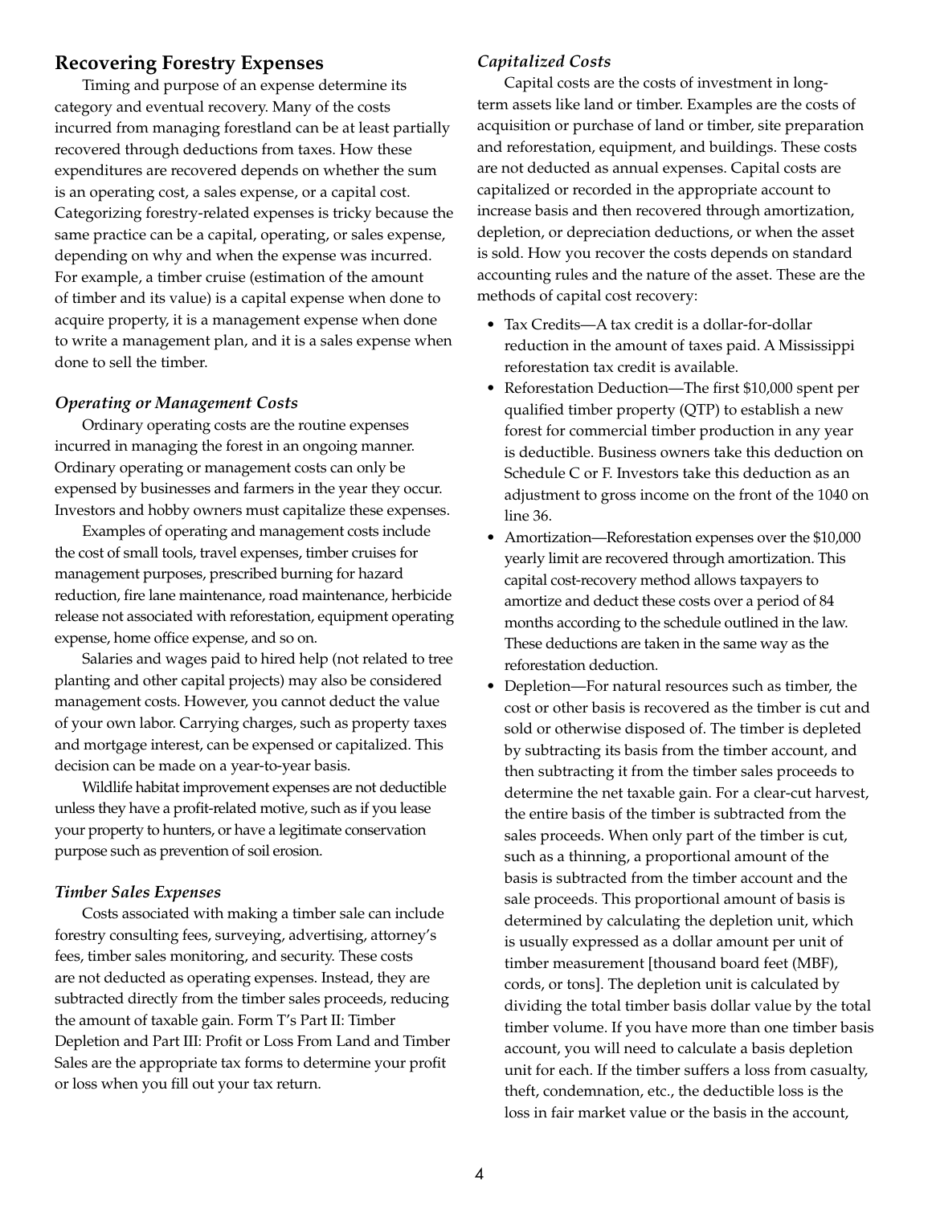## Recovering Forestry Expenses

Timing and purpose of an expense determine its category and eventual recovery. Many of the costs incurred from managing forestland can be at least partially recovered through deductions from taxes. How these expenditures are recovered depends on whether the sum is an operating cost, a sales expense, or a capital cost. Categorizing forestry-related expenses is tricky because the same practice can be a capital, operating, or sales expense, depending on why and when the expense was incurred. For example, a timber cruise (estimation of the amount of timber and its value) is a capital expense when done to acquire property, it is a management expense when done to write a management plan, and it is a sales expense when done to sell the timber.

### *Operating or Management Costs*

Ordinary operating costs are the routine expenses incurred in managing the forest in an ongoing manner. Ordinary operating or management costs can only be expensed by businesses and farmers in the year they occur. Investors and hobby owners must capitalize these expenses.

Examples of operating and management costs include the cost of small tools, travel expenses, timber cruises for management purposes, prescribed burning for hazard reduction, fire lane maintenance, road maintenance, herbicide release not associated with reforestation, equipment operating expense, home office expense, and so on.

Salaries and wages paid to hired help (not related to tree planting and other capital projects) may also be considered management costs. However, you cannot deduct the value of your own labor. Carrying charges, such as property taxes and mortgage interest, can be expensed or capitalized. This decision can be made on a year-to-year basis.

Wildlife habitat improvement expenses are not deductible unless they have a profit-related motive, such as if you lease your property to hunters, or have a legitimate conservation purpose such as prevention of soil erosion.

### *Timber Sales Expenses*

Costs associated with making a timber sale can include forestry consulting fees, surveying, advertising, attorney's fees, timber sales monitoring, and security. These costs are not deducted as operating expenses. Instead, they are subtracted directly from the timber sales proceeds, reducing the amount of taxable gain. Form T's Part II: Timber Depletion and Part III: Profit or Loss From Land and Timber Sales are the appropriate tax forms to determine your profit or loss when you fill out your tax return.

### *Capitalized Costs*

Capital costs are the costs of investment in long-term assets like land or timber. Examples are the costs of acquisition or purchase of land or timber, site preparation and reforestation, equipment, and buildings. These costs are not deducted as annual expenses. Capital costs are capitalized or recorded in the appropriate account to increase basis and then recovered through amortization, depletion, or depreciation deductions, or when the asset is sold. How you recover the costs depends on standard accounting rules and the nature of the asset. These are the methods of capital cost recovery:

- Tax Credits—A tax credit is a dollar-for-dollar reduction in the amount of taxes paid. A Mississippi reforestation tax credit is available.
- Reforestation Deduction—The first $10,000 spent per qualified timber property (QTP) to establish a new forest for commercial timber production in any year is deductible. Business owners take this deduction on Schedule C or F. Investors take this deduction as an adjustment to gross income on the front of the 1040 on line 36.
- Amortization—Reforestation expenses over the $10,000 yearly limit are recovered through amortization. This capital cost-recovery method allows taxpayers to amortize and deduct these costs over a period of 84 months according to the schedule outlined in the law. These deductions are taken in the same way as the reforestation deduction.
- Depletion—For natural resources such as timber, the cost or other basis is recovered as the timber is cut and sold or otherwise disposed of. The timber is depleted by subtracting its basis from the timber account, and then subtracting it from the timber sales proceeds to determine the net taxable gain. For a clear-cut harvest, the entire basis of the timber is subtracted from the sales proceeds. When only part of the timber is cut, such as a thinning, a proportional amount of the basis is subtracted from the timber account and the sale proceeds. This proportional amount of basis is determined by calculating the depletion unit, which is usually expressed as a dollar amount per unit of timber measurement [thousand board feet (MBF), cords, or tons]. The depletion unit is calculated by dividing the total timber basis dollar value by the total timber volume. If you have more than one timber basis account, you will need to calculate a basis depletion unit for each. If the timber suffers a loss from casualty, theft, condemnation, etc., the deductible loss is the loss in fair market value or the basis in the account,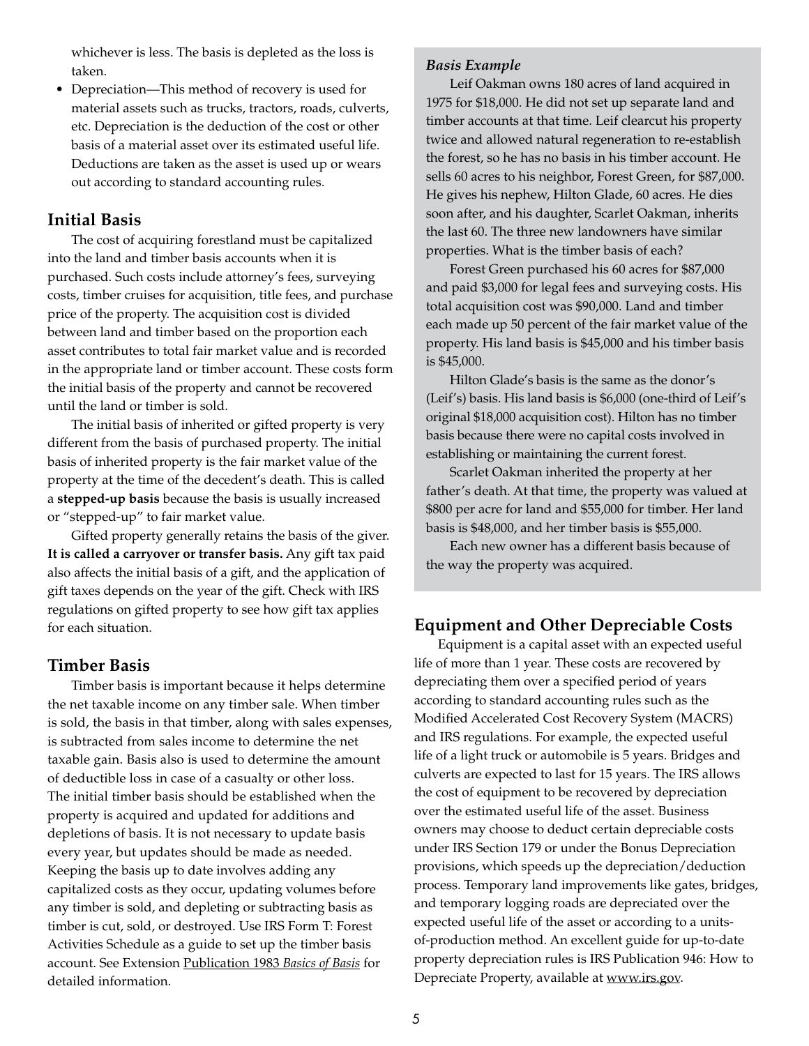whichever is less. The basis is depleted as the loss is taken.

- Depreciation—This method of recovery is used for material assets such as trucks, tractors, roads, culverts, etc. Depreciation is the deduction of the cost or other basis of a material asset over its estimated useful life. Deductions are taken as the asset is used up or wears out according to standard accounting rules.

## Initial Basis

The cost of acquiring forestland must be capitalized into the land and timber basis accounts when it is purchased. Such costs include attorney's fees, surveying costs, timber cruises for acquisition, title fees, and purchase price of the property. The acquisition cost is divided between land and timber based on the proportion each asset contributes to total fair market value and is recorded in the appropriate land or timber account. These costs form the initial basis of the property and cannot be recovered until the land or timber is sold.

The initial basis of inherited or gifted property is very different from the basis of purchased property. The initial basis of inherited property is the fair market value of the property at the time of the decedent's death. This is called a **stepped-up basis** because the basis is usually increased or "stepped-up" to fair market value.

Gifted property generally retains the basis of the giver. **It is called a carryover or transfer basis.** Any gift tax paid also affects the initial basis of a gift, and the application of gift taxes depends on the year of the gift. Check with IRS regulations on gifted property to see how gift tax applies for each situation.

## Timber Basis

Timber basis is important because it helps determine the net taxable income on any timber sale. When timber is sold, the basis in that timber, along with sales expenses, is subtracted from sales income to determine the net taxable gain. Basis also is used to determine the amount of deductible loss in case of a casualty or other loss. The initial timber basis should be established when the property is acquired and updated for additions and depletions of basis. It is not necessary to update basis every year, but updates should be made as needed. Keeping the basis up to date involves adding any capitalized costs as they occur, updating volumes before any timber is sold, and depleting or subtracting basis as timber is cut, sold, or destroyed. Use IRS Form T: Forest Activities Schedule as a guide to set up the timber basis account. See Extension Publication 1983 *Basics of Basis* for detailed information.

### *Basis Example*

Leif Oakman owns 180 acres of land acquired in 1975 for $18,000. He did not set up separate land and timber accounts at that time. Leif clearcut his property twice and allowed natural regeneration to re-establish the forest, so he has no basis in his timber account. He sells 60 acres to his neighbor, Forest Green, for $87,000. He gives his nephew, Hilton Glade, 60 acres. He dies soon after, and his daughter, Scarlet Oakman, inherits the last 60. The three new landowners have similar properties. What is the timber basis of each?

Forest Green purchased his 60 acres for $87,000 and paid $3,000 for legal fees and surveying costs. His total acquisition cost was $90,000. Land and timber each made up 50 percent of the fair market value of the property. His land basis is $45,000 and his timber basis is $45,000.

Hilton Glade's basis is the same as the donor's (Leif's) basis. His land basis is $6,000 (one-third of Leif's original $18,000 acquisition cost). Hilton has no timber basis because there were no capital costs involved in establishing or maintaining the current forest.

Scarlet Oakman inherited the property at her father's death. At that time, the property was valued at $800 per acre for land and $55,000 for timber. Her land basis is $48,000, and her timber basis is $55,000.

Each new owner has a different basis because of the way the property was acquired.

## Equipment and Other Depreciable Costs

Equipment is a capital asset with an expected useful life of more than 1 year. These costs are recovered by depreciating them over a specified period of years according to standard accounting rules such as the Modified Accelerated Cost Recovery System (MACRS) and IRS regulations. For example, the expected useful life of a light truck or automobile is 5 years. Bridges and culverts are expected to last for 15 years. The IRS allows the cost of equipment to be recovered by depreciation over the estimated useful life of the asset. Business owners may choose to deduct certain depreciable costs under IRS Section 179 or under the Bonus Depreciation provisions, which speeds up the depreciation/deduction process. Temporary land improvements like gates, bridges, and temporary logging roads are depreciated over the expected useful life of the asset or according to a units-of-production method. An excellent guide for up-to-date property depreciation rules is IRS Publication 946: How to Depreciate Property, available at www.irs.gov.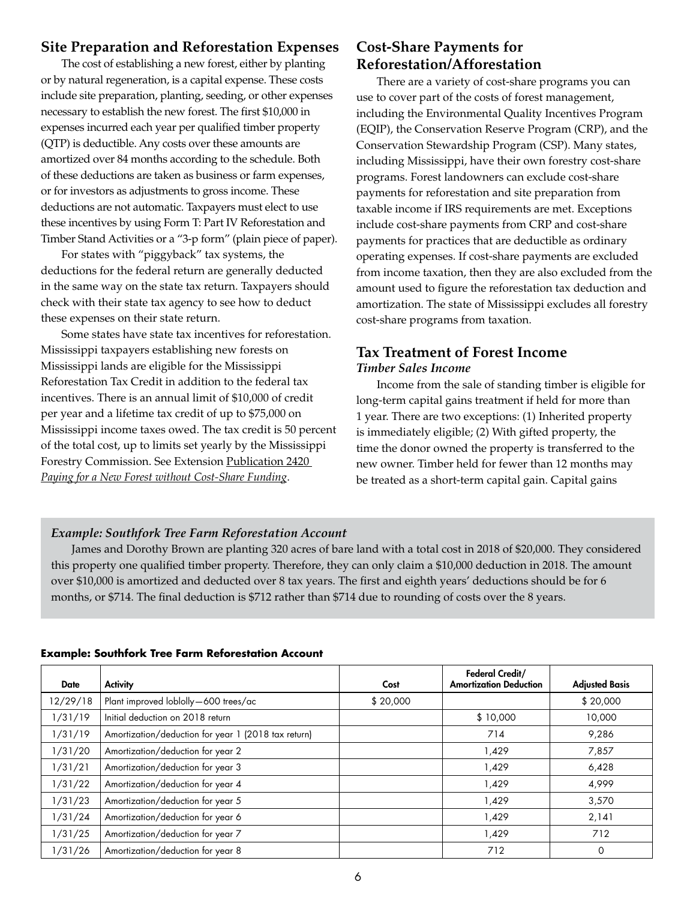## Site Preparation and Reforestation Expenses

The cost of establishing a new forest, either by planting or by natural regeneration, is a capital expense. These costs include site preparation, planting, seeding, or other expenses necessary to establish the new forest. The first $10,000 in expenses incurred each year per qualified timber property (QTP) is deductible. Any costs over these amounts are amortized over 84 months according to the schedule. Both of these deductions are taken as business or farm expenses, or for investors as adjustments to gross income. These deductions are not automatic. Taxpayers must elect to use these incentives by using Form T: Part IV Reforestation and Timber Stand Activities or a "3-p form" (plain piece of paper).

For states with "piggyback" tax systems, the deductions for the federal return are generally deducted in the same way on the state tax return. Taxpayers should check with their state tax agency to see how to deduct these expenses on their state return.

Some states have state tax incentives for reforestation. Mississippi taxpayers establishing new forests on Mississippi lands are eligible for the Mississippi Reforestation Tax Credit in addition to the federal tax incentives. There is an annual limit of $10,000 of credit per year and a lifetime tax credit of up to $75,000 on Mississippi income taxes owed. The tax credit is 50 percent of the total cost, up to limits set yearly by the Mississippi Forestry Commission. See Extension Publication 2420 *Paying for a New Forest without Cost-Share Funding*.

## Cost-Share Payments for Reforestation/Afforestation

There are a variety of cost-share programs you can use to cover part of the costs of forest management, including the Environmental Quality Incentives Program (EQIP), the Conservation Reserve Program (CRP), and the Conservation Stewardship Program (CSP). Many states, including Mississippi, have their own forestry cost-share programs. Forest landowners can exclude cost-share payments for reforestation and site preparation from taxable income if IRS requirements are met. Exceptions include cost-share payments from CRP and cost-share payments for practices that are deductible as ordinary operating expenses. If cost-share payments are excluded from income taxation, then they are also excluded from the amount used to figure the reforestation tax deduction and amortization. The state of Mississippi excludes all forestry cost-share programs from taxation.

## Tax Treatment of Forest Income

### *Timber Sales Income*

Income from the sale of standing timber is eligible for long-term capital gains treatment if held for more than 1 year. There are two exceptions: (1) Inherited property is immediately eligible; (2) With gifted property, the time the donor owned the property is transferred to the new owner. Timber held for fewer than 12 months may be treated as a short-term capital gain. Capital gains

*Example: Southfork Tree Farm Reforestation Account*

James and Dorothy Brown are planting 320 acres of bare land with a total cost in 2018 of $20,000. They considered this property one qualified timber property. Therefore, they can only claim a $10,000 deduction in 2018. The amount over $10,000 is amortized and deducted over 8 tax years. The first and eighth years' deductions should be for 6 months, or $714. The final deduction is $712 rather than $714 due to rounding of costs over the 8 years.

**Example: Southfork Tree Farm Reforestation Account**

| Date | Activity | Cost | Federal Credit/ Amortization Deduction | Adjusted Basis |
|---|---|---|---|---|
| 12/29/18 | Plant improved loblolly—600 trees/ac | $ 20,000 | | $ 20,000 |
| 1/31/19 | Initial deduction on 2018 return | | $ 10,000 | 10,000 |
| 1/31/19 | Amortization/deduction for year 1 (2018 tax return) | | 714 | 9,286 |
| 1/31/20 | Amortization/deduction for year 2 | | 1,429 | 7,857 |
| 1/31/21 | Amortization/deduction for year 3 | | 1,429 | 6,428 |
| 1/31/22 | Amortization/deduction for year 4 | | 1,429 | 4,999 |
| 1/31/23 | Amortization/deduction for year 5 | | 1,429 | 3,570 |
| 1/31/24 | Amortization/deduction for year 6 | | 1,429 | 2,141 |
| 1/31/25 | Amortization/deduction for year 7 | | 1,429 | 712 |
| 1/31/26 | Amortization/deduction for year 8 | | 712 | 0 |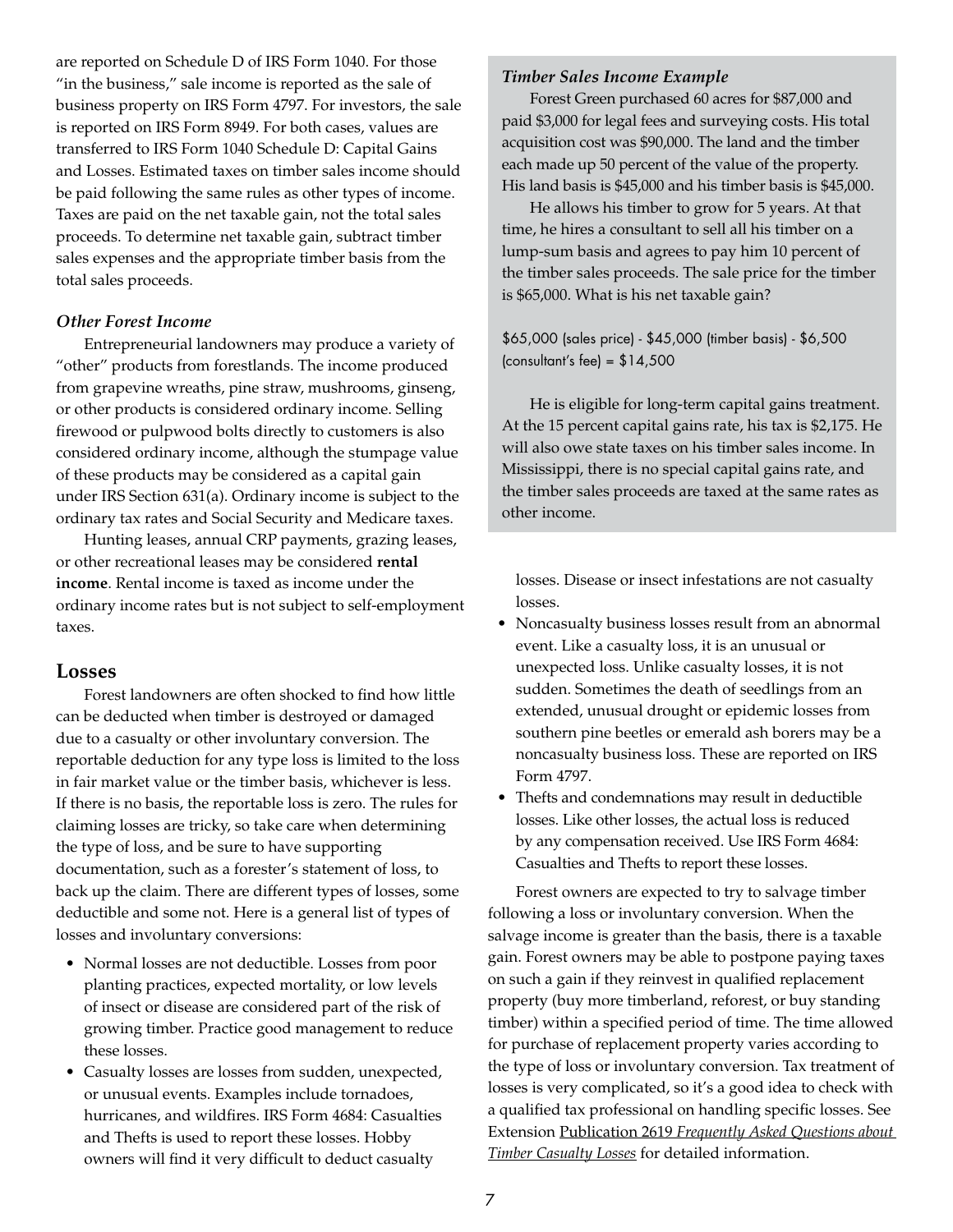are reported on Schedule D of IRS Form 1040. For those "in the business," sale income is reported as the sale of business property on IRS Form 4797. For investors, the sale is reported on IRS Form 8949. For both cases, values are transferred to IRS Form 1040 Schedule D: Capital Gains and Losses. Estimated taxes on timber sales income should be paid following the same rules as other types of income. Taxes are paid on the net taxable gain, not the total sales proceeds. To determine net taxable gain, subtract timber sales expenses and the appropriate timber basis from the total sales proceeds.

### *Other Forest Income*

Entrepreneurial landowners may produce a variety of "other" products from forestlands. The income produced from grapevine wreaths, pine straw, mushrooms, ginseng, or other products is considered ordinary income. Selling firewood or pulpwood bolts directly to customers is also considered ordinary income, although the stumpage value of these products may be considered as a capital gain under IRS Section 631(a). Ordinary income is subject to the ordinary tax rates and Social Security and Medicare taxes.

Hunting leases, annual CRP payments, grazing leases, or other recreational leases may be considered **rental income**. Rental income is taxed as income under the ordinary income rates but is not subject to self-employment taxes.

> ***Timber Sales Income Example***
>
> Forest Green purchased 60 acres for $87,000 and paid $3,000 for legal fees and surveying costs. His total acquisition cost was $90,000. The land and the timber each made up 50 percent of the value of the property. His land basis is $45,000 and his timber basis is $45,000.
>
> He allows his timber to grow for 5 years. At that time, he hires a consultant to sell all his timber on a lump-sum basis and agrees to pay him 10 percent of the timber sales proceeds. The sale price for the timber is $65,000. What is his net taxable gain?
>
> $65,000 (sales price) - $45,000 (timber basis) - $6,500 (consultant's fee) = $14,500
>
> He is eligible for long-term capital gains treatment. At the 15 percent capital gains rate, his tax is $2,175. He will also owe state taxes on his timber sales income. In Mississippi, there is no special capital gains rate, and the timber sales proceeds are taxed at the same rates as other income.

## Losses

Forest landowners are often shocked to find how little can be deducted when timber is destroyed or damaged due to a casualty or other involuntary conversion. The reportable deduction for any type loss is limited to the loss in fair market value or the timber basis, whichever is less. If there is no basis, the reportable loss is zero. The rules for claiming losses are tricky, so take care when determining the type of loss, and be sure to have supporting documentation, such as a forester's statement of loss, to back up the claim. There are different types of losses, some deductible and some not. Here is a general list of types of losses and involuntary conversions:

- Normal losses are not deductible. Losses from poor planting practices, expected mortality, or low levels of insect or disease are considered part of the risk of growing timber. Practice good management to reduce these losses.
- Casualty losses are losses from sudden, unexpected, or unusual events. Examples include tornadoes, hurricanes, and wildfires. IRS Form 4684: Casualties and Thefts is used to report these losses. Hobby owners will find it very difficult to deduct casualty losses. Disease or insect infestations are not casualty losses.
- Noncasualty business losses result from an abnormal event. Like a casualty loss, it is an unusual or unexpected loss. Unlike casualty losses, it is not sudden. Sometimes the death of seedlings from an extended, unusual drought or epidemic losses from southern pine beetles or emerald ash borers may be a noncasualty business loss. These are reported on IRS Form 4797.
- Thefts and condemnations may result in deductible losses. Like other losses, the actual loss is reduced by any compensation received. Use IRS Form 4684: Casualties and Thefts to report these losses.

Forest owners are expected to try to salvage timber following a loss or involuntary conversion. When the salvage income is greater than the basis, there is a taxable gain. Forest owners may be able to postpone paying taxes on such a gain if they reinvest in qualified replacement property (buy more timberland, reforest, or buy standing timber) within a specified period of time. The time allowed for purchase of replacement property varies according to the type of loss or involuntary conversion. Tax treatment of losses is very complicated, so it's a good idea to check with a qualified tax professional on handling specific losses. See Extension Publication 2619 *Frequently Asked Questions about Timber Casualty Losses* for detailed information.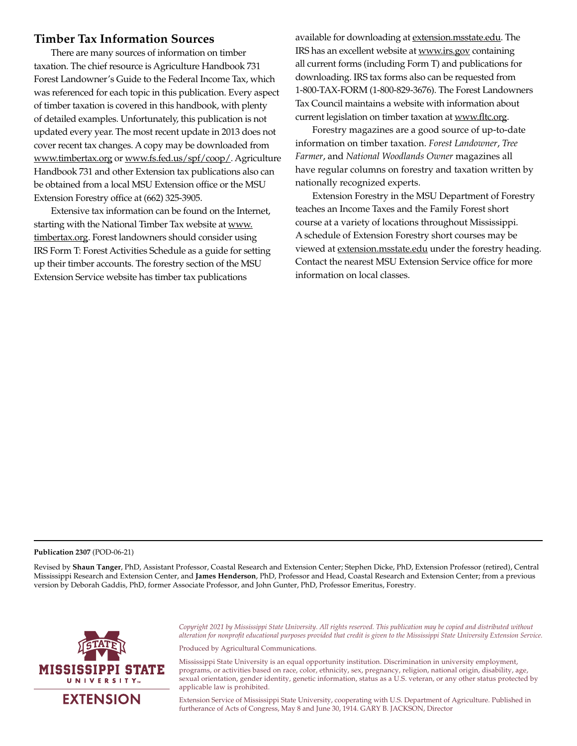## Timber Tax Information Sources

There are many sources of information on timber taxation. The chief resource is Agriculture Handbook 731 Forest Landowner's Guide to the Federal Income Tax, which was referenced for each topic in this publication. Every aspect of timber taxation is covered in this handbook, with plenty of detailed examples. Unfortunately, this publication is not updated every year. The most recent update in 2013 does not cover recent tax changes. A copy may be downloaded from www.timbertax.org or www.fs.fed.us/spf/coop/. Agriculture Handbook 731 and other Extension tax publications also can be obtained from a local MSU Extension office or the MSU Extension Forestry office at (662) 325-3905.

Extensive tax information can be found on the Internet, starting with the National Timber Tax website at www.timbertax.org. Forest landowners should consider using IRS Form T: Forest Activities Schedule as a guide for setting up their timber accounts. The forestry section of the MSU Extension Service website has timber tax publications available for downloading at extension.msstate.edu. The IRS has an excellent website at www.irs.gov containing all current forms (including Form T) and publications for downloading. IRS tax forms also can be requested from 1-800-TAX-FORM (1-800-829-3676). The Forest Landowners Tax Council maintains a website with information about current legislation on timber taxation at www.fltc.org.

Forestry magazines are a good source of up-to-date information on timber taxation. *Forest Landowner*, *Tree Farmer*, and *National Woodlands Owner* magazines all have regular columns on forestry and taxation written by nationally recognized experts.

Extension Forestry in the MSU Department of Forestry teaches an Income Taxes and the Family Forest short course at a variety of locations throughout Mississippi. A schedule of Extension Forestry short courses may be viewed at extension.msstate.edu under the forestry heading. Contact the nearest MSU Extension Service office for more information on local classes.

---

**Publication 2307** (POD-06-21)

Revised by **Shaun Tanger**, PhD, Assistant Professor, Coastal Research and Extension Center; Stephen Dicke, PhD, Extension Professor (retired), Central Mississippi Research and Extension Center, and **James Henderson**, PhD, Professor and Head, Coastal Research and Extension Center; from a previous version by Deborah Gaddis, PhD, former Associate Professor, and John Gunter, PhD, Professor Emeritus, Forestry.

MISSISSIPPI STATE UNIVERSITY EXTENSION

*Copyright 2021 by Mississippi State University. All rights reserved. This publication may be copied and distributed without alteration for nonprofit educational purposes provided that credit is given to the Mississippi State University Extension Service.*

Produced by Agricultural Communications.

Mississippi State University is an equal opportunity institution. Discrimination in university employment, programs, or activities based on race, color, ethnicity, sex, pregnancy, religion, national origin, disability, age, sexual orientation, gender identity, genetic information, status as a U.S. veteran, or any other status protected by applicable law is prohibited.

Extension Service of Mississippi State University, cooperating with U.S. Department of Agriculture. Published in furtherance of Acts of Congress, May 8 and June 30, 1914. GARY B. JACKSON, Director